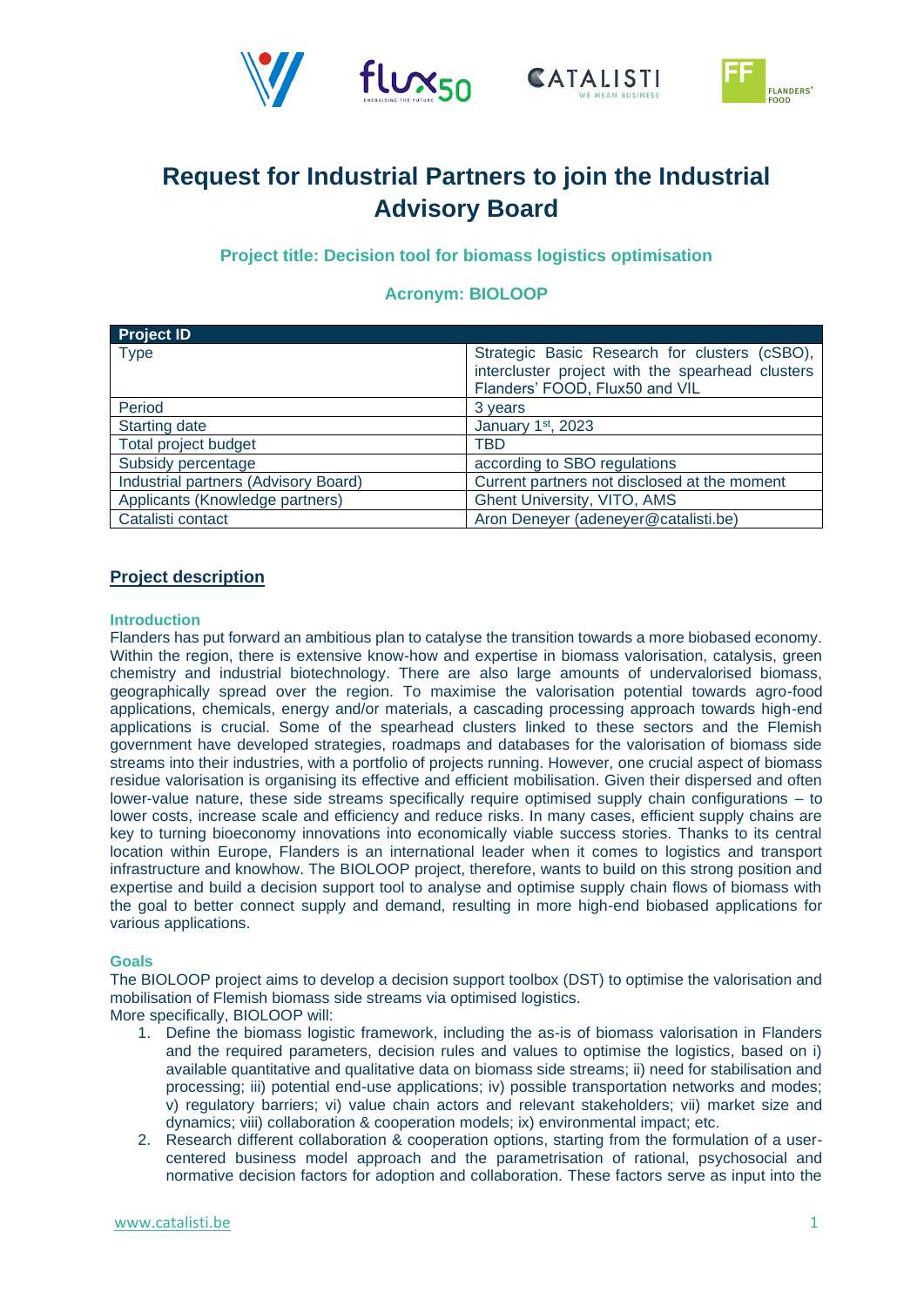# Request for Industrial Partners to join the Industrial Advisory Board

### Project title: Decision tool for biomass logistics optimisation

### Acronym: BIOLOOP

| Project ID | |
|---|---|
| Type | Strategic Basic Research for clusters (cSBO), intercluster project with the spearhead clusters Flanders' FOOD, Flux50 and VIL |
| Period | 3 years |
| Starting date | January 1st, 2023 |
| Total project budget | TBD |
| Subsidy percentage | according to SBO regulations |
| Industrial partners (Advisory Board) | Current partners not disclosed at the moment |
| Applicants (Knowledge partners) | Ghent University, VITO, AMS |
| Catalisti contact | Aron Deneyer (adeneyer@catalisti.be) |

## Project description

### Introduction

Flanders has put forward an ambitious plan to catalyse the transition towards a more biobased economy. Within the region, there is extensive know-how and expertise in biomass valorisation, catalysis, green chemistry and industrial biotechnology. There are also large amounts of undervalorised biomass, geographically spread over the region. To maximise the valorisation potential towards agro-food applications, chemicals, energy and/or materials, a cascading processing approach towards high-end applications is crucial. Some of the spearhead clusters linked to these sectors and the Flemish government have developed strategies, roadmaps and databases for the valorisation of biomass side streams into their industries, with a portfolio of projects running. However, one crucial aspect of biomass residue valorisation is organising its effective and efficient mobilisation. Given their dispersed and often lower-value nature, these side streams specifically require optimised supply chain configurations – to lower costs, increase scale and efficiency and reduce risks. In many cases, efficient supply chains are key to turning bioeconomy innovations into economically viable success stories. Thanks to its central location within Europe, Flanders is an international leader when it comes to logistics and transport infrastructure and knowhow. The BIOLOOP project, therefore, wants to build on this strong position and expertise and build a decision support tool to analyse and optimise supply chain flows of biomass with the goal to better connect supply and demand, resulting in more high-end biobased applications for various applications.

### Goals

The BIOLOOP project aims to develop a decision support toolbox (DST) to optimise the valorisation and mobilisation of Flemish biomass side streams via optimised logistics.
More specifically, BIOLOOP will:

1. Define the biomass logistic framework, including the as-is of biomass valorisation in Flanders and the required parameters, decision rules and values to optimise the logistics, based on i) available quantitative and qualitative data on biomass side streams; ii) need for stabilisation and processing; iii) potential end-use applications; iv) possible transportation networks and modes; v) regulatory barriers; vi) value chain actors and relevant stakeholders; vii) market size and dynamics; viii) collaboration & cooperation models; ix) environmental impact; etc.
2. Research different collaboration & cooperation options, starting from the formulation of a user-centered business model approach and the parametrisation of rational, psychosocial and normative decision factors for adoption and collaboration. These factors serve as input into the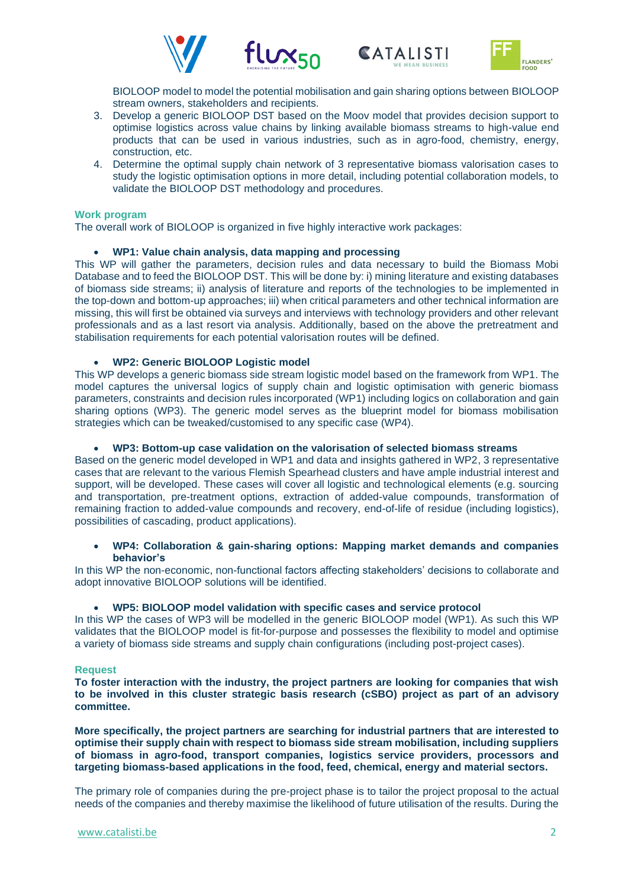BIOLOOP model to model the potential mobilisation and gain sharing options between BIOLOOP stream owners, stakeholders and recipients.

3. Develop a generic BIOLOOP DST based on the Moov model that provides decision support to optimise logistics across value chains by linking available biomass streams to high-value end products that can be used in various industries, such as in agro-food, chemistry, energy, construction, etc.
4. Determine the optimal supply chain network of 3 representative biomass valorisation cases to study the logistic optimisation options in more detail, including potential collaboration models, to validate the BIOLOOP DST methodology and procedures.

### Work program

The overall work of BIOLOOP is organized in five highly interactive work packages:

- **WP1: Value chain analysis, data mapping and processing**

This WP will gather the parameters, decision rules and data necessary to build the Biomass Mobi Database and to feed the BIOLOOP DST. This will be done by: i) mining literature and existing databases of biomass side streams; ii) analysis of literature and reports of the technologies to be implemented in the top-down and bottom-up approaches; iii) when critical parameters and other technical information are missing, this will first be obtained via surveys and interviews with technology providers and other relevant professionals and as a last resort via analysis. Additionally, based on the above the pretreatment and stabilisation requirements for each potential valorisation routes will be defined.

- **WP2: Generic BIOLOOP Logistic model**

This WP develops a generic biomass side stream logistic model based on the framework from WP1. The model captures the universal logics of supply chain and logistic optimisation with generic biomass parameters, constraints and decision rules incorporated (WP1) including logics on collaboration and gain sharing options (WP3). The generic model serves as the blueprint model for biomass mobilisation strategies which can be tweaked/customised to any specific case (WP4).

- **WP3: Bottom-up case validation on the valorisation of selected biomass streams**

Based on the generic model developed in WP1 and data and insights gathered in WP2, 3 representative cases that are relevant to the various Flemish Spearhead clusters and have ample industrial interest and support, will be developed. These cases will cover all logistic and technological elements (e.g. sourcing and transportation, pre-treatment options, extraction of added-value compounds, transformation of remaining fraction to added-value compounds and recovery, end-of-life of residue (including logistics), possibilities of cascading, product applications).

- **WP4: Collaboration & gain-sharing options: Mapping market demands and companies behavior's**

In this WP the non-economic, non-functional factors affecting stakeholders' decisions to collaborate and adopt innovative BIOLOOP solutions will be identified.

- **WP5: BIOLOOP model validation with specific cases and service protocol**

In this WP the cases of WP3 will be modelled in the generic BIOLOOP model (WP1). As such this WP validates that the BIOLOOP model is fit-for-purpose and possesses the flexibility to model and optimise a variety of biomass side streams and supply chain configurations (including post-project cases).

### Request

**To foster interaction with the industry, the project partners are looking for companies that wish to be involved in this cluster strategic basis research (cSBO) project as part of an advisory committee.**

**More specifically, the project partners are searching for industrial partners that are interested to optimise their supply chain with respect to biomass side stream mobilisation, including suppliers of biomass in agro-food, transport companies, logistics service providers, processors and targeting biomass-based applications in the food, feed, chemical, energy and material sectors.**

The primary role of companies during the pre-project phase is to tailor the project proposal to the actual needs of the companies and thereby maximise the likelihood of future utilisation of the results. During the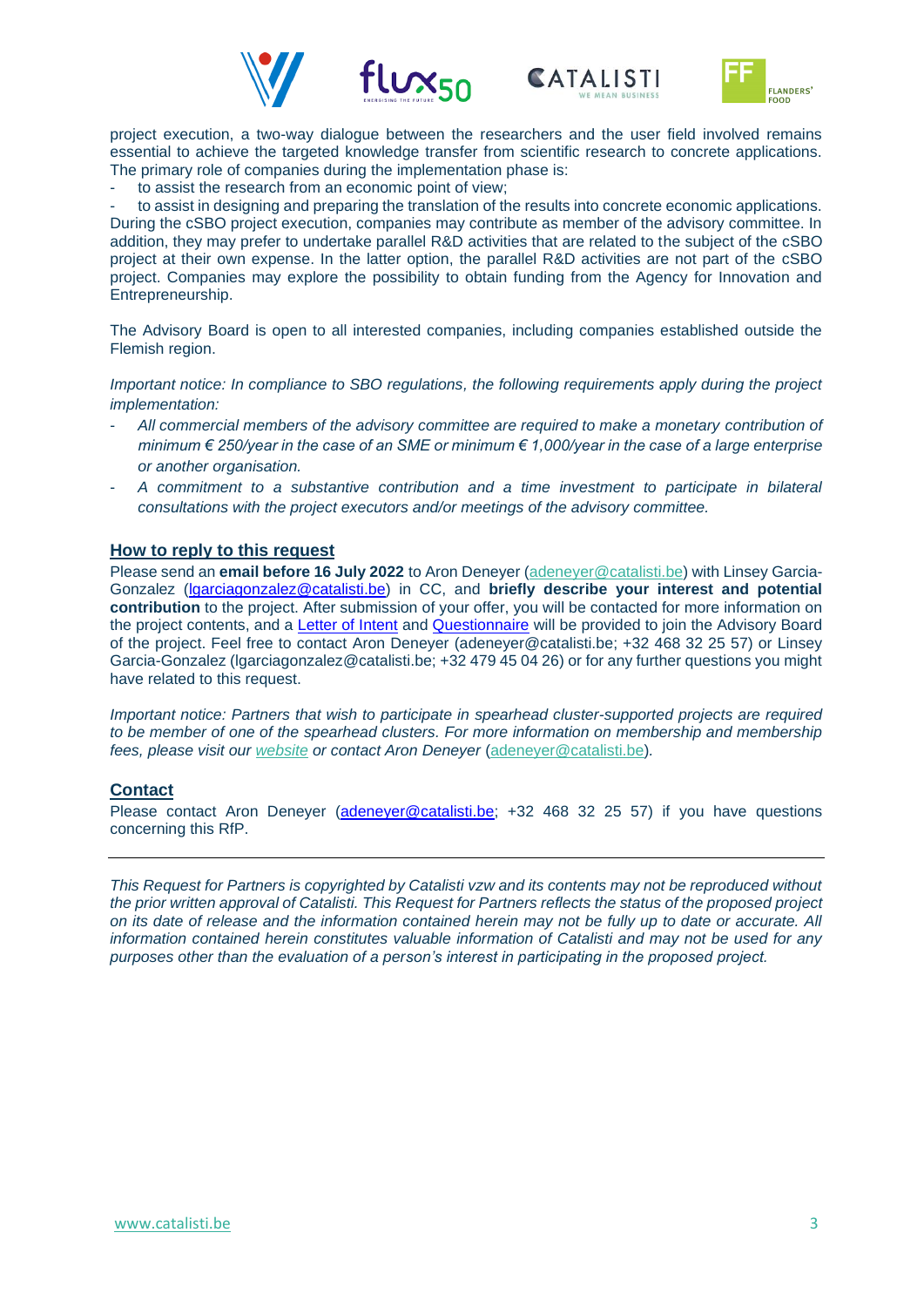project execution, a two-way dialogue between the researchers and the user field involved remains essential to achieve the targeted knowledge transfer from scientific research to concrete applications. The primary role of companies during the implementation phase is:

- to assist the research from an economic point of view;
- to assist in designing and preparing the translation of the results into concrete economic applications.

During the cSBO project execution, companies may contribute as member of the advisory committee. In addition, they may prefer to undertake parallel R&D activities that are related to the subject of the cSBO project at their own expense. In the latter option, the parallel R&D activities are not part of the cSBO project. Companies may explore the possibility to obtain funding from the Agency for Innovation and Entrepreneurship.

The Advisory Board is open to all interested companies, including companies established outside the Flemish region.

*Important notice: In compliance to SBO regulations, the following requirements apply during the project implementation:*

- *All commercial members of the advisory committee are required to make a monetary contribution of minimum € 250/year in the case of an SME or minimum € 1,000/year in the case of a large enterprise or another organisation.*
- *A commitment to a substantive contribution and a time investment to participate in bilateral consultations with the project executors and/or meetings of the advisory committee.*

## How to reply to this request

Please send an **email before 16 July 2022** to Aron Deneyer (adeneyer@catalisti.be) with Linsey Garcia-Gonzalez (lgarciagonzalez@catalisti.be) in CC, and **briefly describe your interest and potential contribution** to the project. After submission of your offer, you will be contacted for more information on the project contents, and a Letter of Intent and Questionnaire will be provided to join the Advisory Board of the project. Feel free to contact Aron Deneyer (adeneyer@catalisti.be; +32 468 32 25 57) or Linsey Garcia-Gonzalez (lgarciagonzalez@catalisti.be; +32 479 45 04 26) or for any further questions you might have related to this request.

*Important notice: Partners that wish to participate in spearhead cluster-supported projects are required to be member of one of the spearhead clusters. For more information on membership and membership fees, please visit our website or contact Aron Deneyer* (adeneyer@catalisti.be)*.*

## Contact

Please contact Aron Deneyer (adeneyer@catalisti.be; +32 468 32 25 57) if you have questions concerning this RfP.

---

*This Request for Partners is copyrighted by Catalisti vzw and its contents may not be reproduced without the prior written approval of Catalisti. This Request for Partners reflects the status of the proposed project on its date of release and the information contained herein may not be fully up to date or accurate. All information contained herein constitutes valuable information of Catalisti and may not be used for any purposes other than the evaluation of a person's interest in participating in the proposed project.*